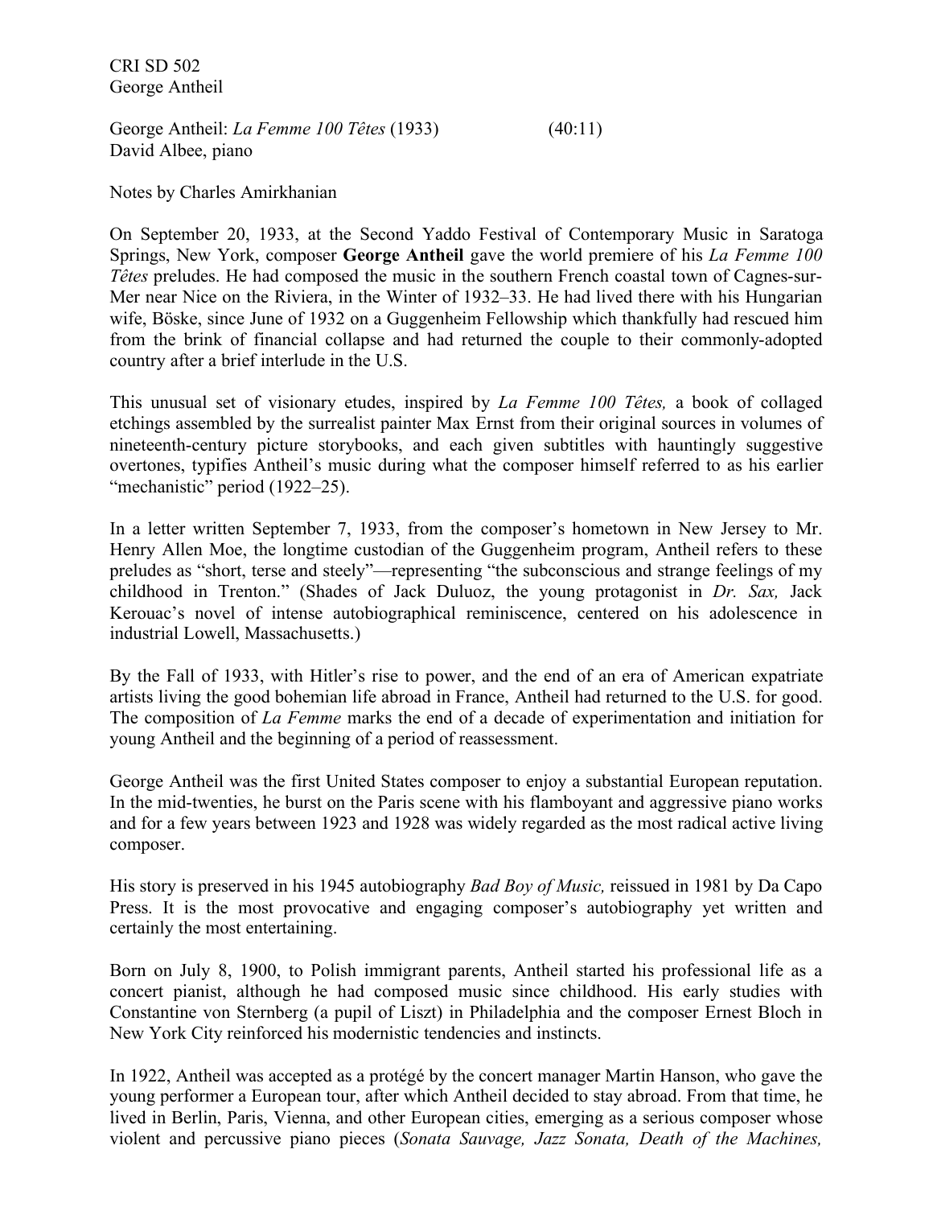CRI SD 502
George Antheil

George Antheil: *La Femme 100 Têtes* (1933) (40:11)
David Albee, piano

Notes by Charles Amirkhanian

On September 20, 1933, at the Second Yaddo Festival of Contemporary Music in Saratoga Springs, New York, composer **George Antheil** gave the world premiere of his *La Femme 100 Têtes* preludes. He had composed the music in the southern French coastal town of Cagnes-sur-Mer near Nice on the Riviera, in the Winter of 1932–33. He had lived there with his Hungarian wife, Böske, since June of 1932 on a Guggenheim Fellowship which thankfully had rescued him from the brink of financial collapse and had returned the couple to their commonly-adopted country after a brief interlude in the U.S.

This unusual set of visionary etudes, inspired by *La Femme 100 Têtes,* a book of collaged etchings assembled by the surrealist painter Max Ernst from their original sources in volumes of nineteenth-century picture storybooks, and each given subtitles with hauntingly suggestive overtones, typifies Antheil's music during what the composer himself referred to as his earlier "mechanistic" period (1922–25).

In a letter written September 7, 1933, from the composer's hometown in New Jersey to Mr. Henry Allen Moe, the longtime custodian of the Guggenheim program, Antheil refers to these preludes as "short, terse and steely"—representing "the subconscious and strange feelings of my childhood in Trenton." (Shades of Jack Duluoz, the young protagonist in *Dr. Sax,* Jack Kerouac's novel of intense autobiographical reminiscence, centered on his adolescence in industrial Lowell, Massachusetts.)

By the Fall of 1933, with Hitler's rise to power, and the end of an era of American expatriate artists living the good bohemian life abroad in France, Antheil had returned to the U.S. for good. The composition of *La Femme* marks the end of a decade of experimentation and initiation for young Antheil and the beginning of a period of reassessment.

George Antheil was the first United States composer to enjoy a substantial European reputation. In the mid-twenties, he burst on the Paris scene with his flamboyant and aggressive piano works and for a few years between 1923 and 1928 was widely regarded as the most radical active living composer.

His story is preserved in his 1945 autobiography *Bad Boy of Music,* reissued in 1981 by Da Capo Press. It is the most provocative and engaging composer's autobiography yet written and certainly the most entertaining.

Born on July 8, 1900, to Polish immigrant parents, Antheil started his professional life as a concert pianist, although he had composed music since childhood. His early studies with Constantine von Sternberg (a pupil of Liszt) in Philadelphia and the composer Ernest Bloch in New York City reinforced his modernistic tendencies and instincts.

In 1922, Antheil was accepted as a protégé by the concert manager Martin Hanson, who gave the young performer a European tour, after which Antheil decided to stay abroad. From that time, he lived in Berlin, Paris, Vienna, and other European cities, emerging as a serious composer whose violent and percussive piano pieces (*Sonata Sauvage, Jazz Sonata, Death of the Machines,*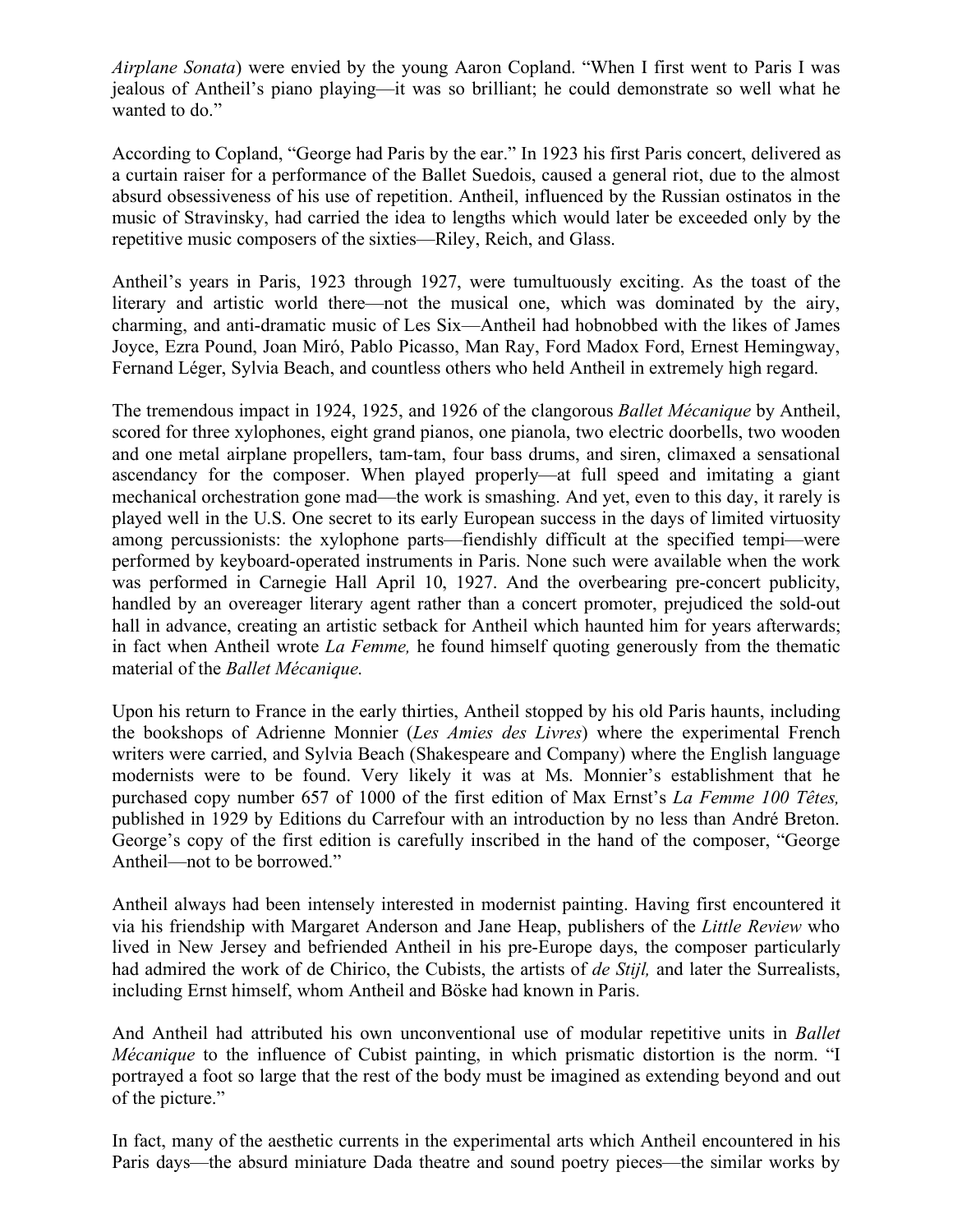*Airplane Sonata*) were envied by the young Aaron Copland. "When I first went to Paris I was jealous of Antheil's piano playing—it was so brilliant; he could demonstrate so well what he wanted to do."

According to Copland, "George had Paris by the ear." In 1923 his first Paris concert, delivered as a curtain raiser for a performance of the Ballet Suedois, caused a general riot, due to the almost absurd obsessiveness of his use of repetition. Antheil, influenced by the Russian ostinatos in the music of Stravinsky, had carried the idea to lengths which would later be exceeded only by the repetitive music composers of the sixties—Riley, Reich, and Glass.

Antheil's years in Paris, 1923 through 1927, were tumultuously exciting. As the toast of the literary and artistic world there—not the musical one, which was dominated by the airy, charming, and anti-dramatic music of Les Six—Antheil had hobnobbed with the likes of James Joyce, Ezra Pound, Joan Miró, Pablo Picasso, Man Ray, Ford Madox Ford, Ernest Hemingway, Fernand Léger, Sylvia Beach, and countless others who held Antheil in extremely high regard.

The tremendous impact in 1924, 1925, and 1926 of the clangorous *Ballet Mécanique* by Antheil, scored for three xylophones, eight grand pianos, one pianola, two electric doorbells, two wooden and one metal airplane propellers, tam-tam, four bass drums, and siren, climaxed a sensational ascendancy for the composer. When played properly—at full speed and imitating a giant mechanical orchestration gone mad—the work is smashing. And yet, even to this day, it rarely is played well in the U.S. One secret to its early European success in the days of limited virtuosity among percussionists: the xylophone parts—fiendishly difficult at the specified tempi—were performed by keyboard-operated instruments in Paris. None such were available when the work was performed in Carnegie Hall April 10, 1927. And the overbearing pre-concert publicity, handled by an overeager literary agent rather than a concert promoter, prejudiced the sold-out hall in advance, creating an artistic setback for Antheil which haunted him for years afterwards; in fact when Antheil wrote *La Femme,* he found himself quoting generously from the thematic material of the *Ballet Mécanique.*

Upon his return to France in the early thirties, Antheil stopped by his old Paris haunts, including the bookshops of Adrienne Monnier (*Les Amies des Livres*) where the experimental French writers were carried, and Sylvia Beach (Shakespeare and Company) where the English language modernists were to be found. Very likely it was at Ms. Monnier's establishment that he purchased copy number 657 of 1000 of the first edition of Max Ernst's *La Femme 100 Têtes,* published in 1929 by Editions du Carrefour with an introduction by no less than André Breton. George's copy of the first edition is carefully inscribed in the hand of the composer, "George Antheil—not to be borrowed."

Antheil always had been intensely interested in modernist painting. Having first encountered it via his friendship with Margaret Anderson and Jane Heap, publishers of the *Little Review* who lived in New Jersey and befriended Antheil in his pre-Europe days, the composer particularly had admired the work of de Chirico, the Cubists, the artists of *de Stijl,* and later the Surrealists, including Ernst himself, whom Antheil and Böske had known in Paris.

And Antheil had attributed his own unconventional use of modular repetitive units in *Ballet Mécanique* to the influence of Cubist painting, in which prismatic distortion is the norm. "I portrayed a foot so large that the rest of the body must be imagined as extending beyond and out of the picture."

In fact, many of the aesthetic currents in the experimental arts which Antheil encountered in his Paris days—the absurd miniature Dada theatre and sound poetry pieces—the similar works by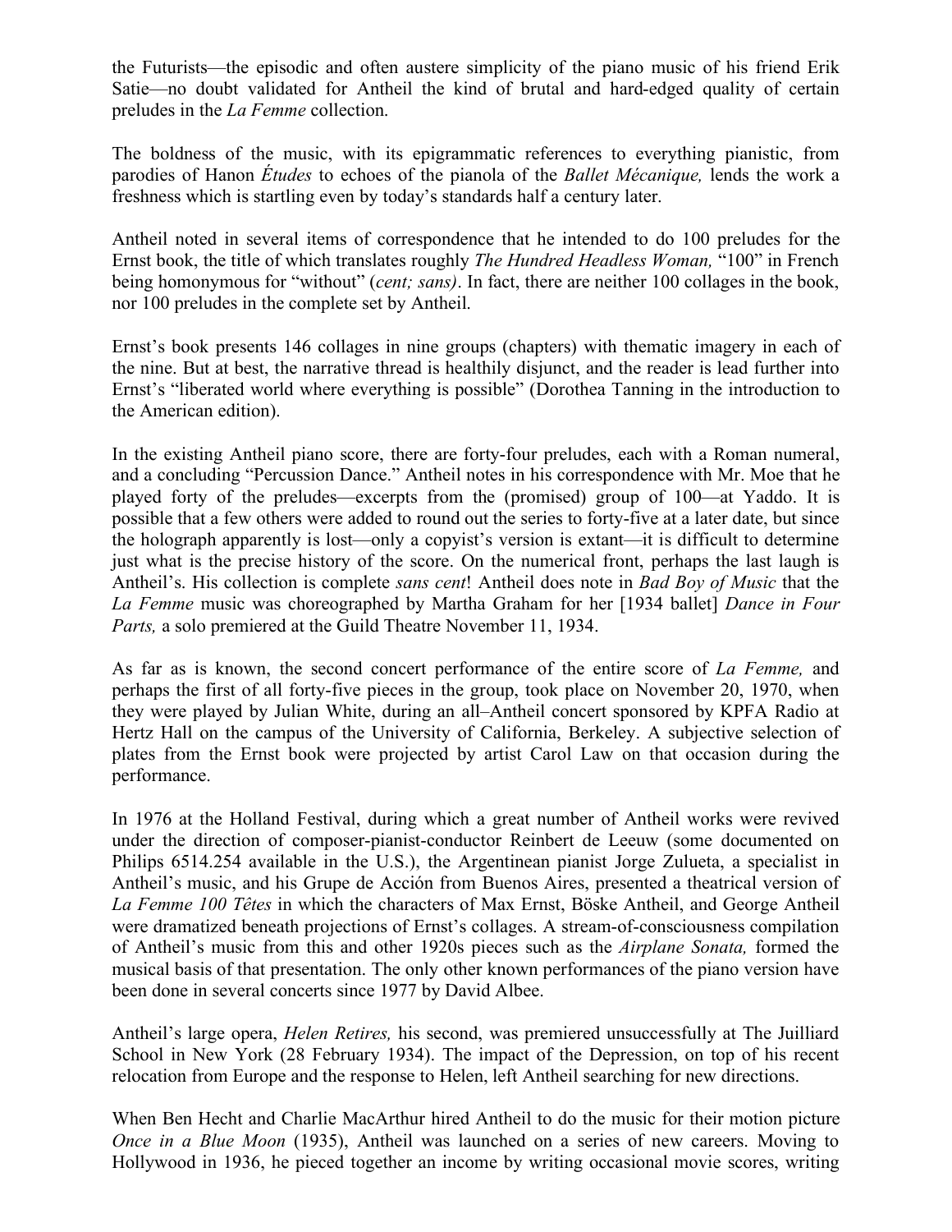the Futurists—the episodic and often austere simplicity of the piano music of his friend Erik Satie—no doubt validated for Antheil the kind of brutal and hard-edged quality of certain preludes in the *La Femme* collection.

The boldness of the music, with its epigrammatic references to everything pianistic, from parodies of Hanon *Études* to echoes of the pianola of the *Ballet Mécanique,* lends the work a freshness which is startling even by today's standards half a century later.

Antheil noted in several items of correspondence that he intended to do 100 preludes for the Ernst book, the title of which translates roughly *The Hundred Headless Woman,* "100" in French being homonymous for "without" (*cent; sans)*. In fact, there are neither 100 collages in the book, nor 100 preludes in the complete set by Antheil.

Ernst's book presents 146 collages in nine groups (chapters) with thematic imagery in each of the nine. But at best, the narrative thread is healthily disjunct, and the reader is lead further into Ernst's "liberated world where everything is possible" (Dorothea Tanning in the introduction to the American edition).

In the existing Antheil piano score, there are forty-four preludes, each with a Roman numeral, and a concluding "Percussion Dance." Antheil notes in his correspondence with Mr. Moe that he played forty of the preludes—excerpts from the (promised) group of 100—at Yaddo. It is possible that a few others were added to round out the series to forty-five at a later date, but since the holograph apparently is lost—only a copyist's version is extant—it is difficult to determine just what is the precise history of the score. On the numerical front, perhaps the last laugh is Antheil's. His collection is complete *sans cent*! Antheil does note in *Bad Boy of Music* that the *La Femme* music was choreographed by Martha Graham for her [1934 ballet] *Dance in Four Parts,* a solo premiered at the Guild Theatre November 11, 1934.

As far as is known, the second concert performance of the entire score of *La Femme,* and perhaps the first of all forty-five pieces in the group, took place on November 20, 1970, when they were played by Julian White, during an all–Antheil concert sponsored by KPFA Radio at Hertz Hall on the campus of the University of California, Berkeley. A subjective selection of plates from the Ernst book were projected by artist Carol Law on that occasion during the performance.

In 1976 at the Holland Festival, during which a great number of Antheil works were revived under the direction of composer-pianist-conductor Reinbert de Leeuw (some documented on Philips 6514.254 available in the U.S.), the Argentinean pianist Jorge Zulueta, a specialist in Antheil's music, and his Grupe de Acción from Buenos Aires, presented a theatrical version of *La Femme 100 Têtes* in which the characters of Max Ernst, Böske Antheil, and George Antheil were dramatized beneath projections of Ernst's collages. A stream-of-consciousness compilation of Antheil's music from this and other 1920s pieces such as the *Airplane Sonata,* formed the musical basis of that presentation. The only other known performances of the piano version have been done in several concerts since 1977 by David Albee.

Antheil's large opera, *Helen Retires,* his second, was premiered unsuccessfully at The Juilliard School in New York (28 February 1934). The impact of the Depression, on top of his recent relocation from Europe and the response to Helen, left Antheil searching for new directions.

When Ben Hecht and Charlie MacArthur hired Antheil to do the music for their motion picture *Once in a Blue Moon* (1935), Antheil was launched on a series of new careers. Moving to Hollywood in 1936, he pieced together an income by writing occasional movie scores, writing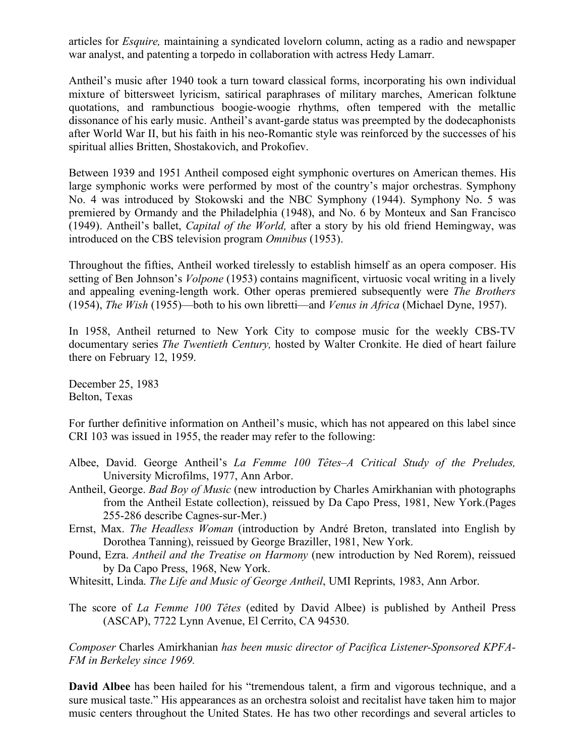articles for *Esquire,* maintaining a syndicated lovelorn column, acting as a radio and newspaper war analyst, and patenting a torpedo in collaboration with actress Hedy Lamarr.

Antheil's music after 1940 took a turn toward classical forms, incorporating his own individual mixture of bittersweet lyricism, satirical paraphrases of military marches, American folktune quotations, and rambunctious boogie-woogie rhythms, often tempered with the metallic dissonance of his early music. Antheil's avant-garde status was preempted by the dodecaphonists after World War II, but his faith in his neo-Romantic style was reinforced by the successes of his spiritual allies Britten, Shostakovich, and Prokofiev.

Between 1939 and 1951 Antheil composed eight symphonic overtures on American themes. His large symphonic works were performed by most of the country's major orchestras. Symphony No. 4 was introduced by Stokowski and the NBC Symphony (1944). Symphony No. 5 was premiered by Ormandy and the Philadelphia (1948), and No. 6 by Monteux and San Francisco (1949). Antheil's ballet, *Capital of the World,* after a story by his old friend Hemingway, was introduced on the CBS television program *Omnibus* (1953).

Throughout the fifties, Antheil worked tirelessly to establish himself as an opera composer. His setting of Ben Johnson's *Volpone* (1953) contains magnificent, virtuosic vocal writing in a lively and appealing evening-length work. Other operas premiered subsequently were *The Brothers* (1954), *The Wish* (1955)—both to his own libretti—and *Venus in Africa* (Michael Dyne, 1957).

In 1958, Antheil returned to New York City to compose music for the weekly CBS-TV documentary series *The Twentieth Century,* hosted by Walter Cronkite. He died of heart failure there on February 12, 1959.

December 25, 1983
Belton, Texas

For further definitive information on Antheil's music, which has not appeared on this label since CRI 103 was issued in 1955, the reader may refer to the following:

- Albee, David. George Antheil's *La Femme 100 Têtes–A Critical Study of the Preludes,* University Microfilms, 1977, Ann Arbor.
- Antheil, George. *Bad Boy of Music* (new introduction by Charles Amirkhanian with photographs from the Antheil Estate collection), reissued by Da Capo Press, 1981, New York.(Pages 255-286 describe Cagnes-sur-Mer.)
- Ernst, Max. *The Headless Woman* (introduction by André Breton, translated into English by Dorothea Tanning), reissued by George Braziller, 1981, New York.
- Pound, Ezra. *Antheil and the Treatise on Harmony* (new introduction by Ned Rorem), reissued by Da Capo Press, 1968, New York.
- Whitesitt, Linda. *The Life and Music of George Antheil*, UMI Reprints, 1983, Ann Arbor.

The score of *La Femme 100 Têtes* (edited by David Albee) is published by Antheil Press (ASCAP), 7722 Lynn Avenue, El Cerrito, CA 94530.

*Composer* Charles Amirkhanian *has been music director of Pacifica Listener-Sponsored KPFA-FM in Berkeley since 1969.*

**David Albee** has been hailed for his "tremendous talent, a firm and vigorous technique, and a sure musical taste." His appearances as an orchestra soloist and recitalist have taken him to major music centers throughout the United States. He has two other recordings and several articles to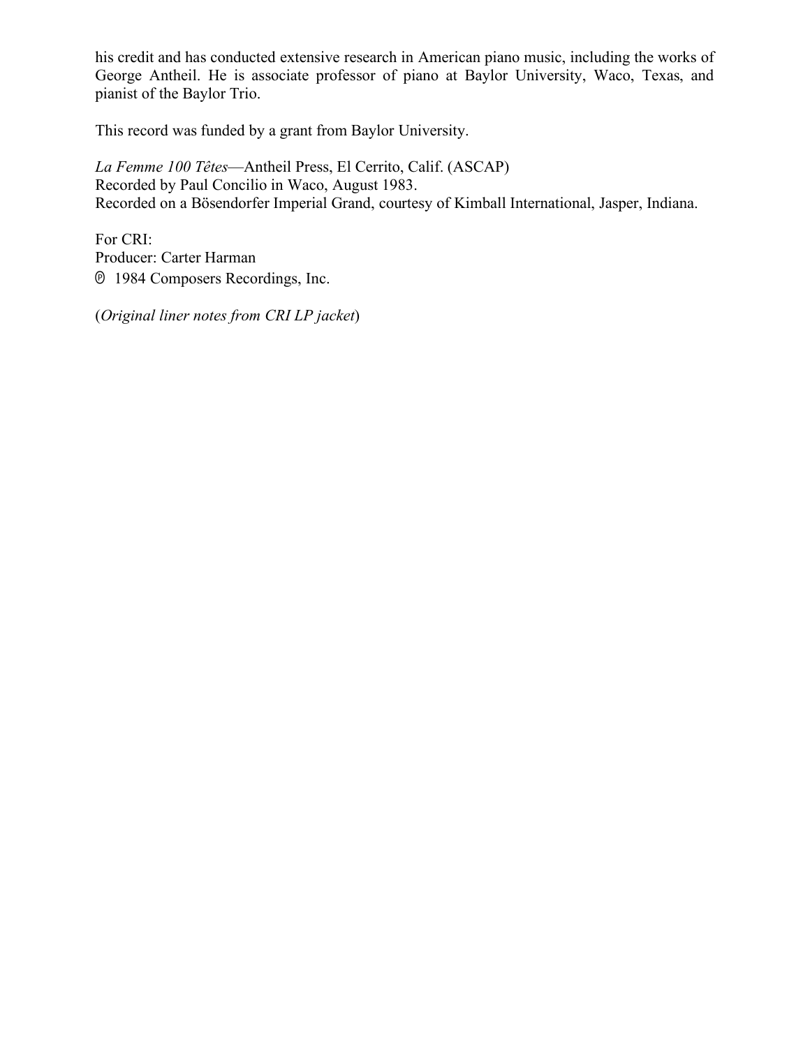his credit and has conducted extensive research in American piano music, including the works of George Antheil. He is associate professor of piano at Baylor University, Waco, Texas, and pianist of the Baylor Trio.

This record was funded by a grant from Baylor University.

*La Femme 100 Têtes*—Antheil Press, El Cerrito, Calif. (ASCAP)
Recorded by Paul Concilio in Waco, August 1983.
Recorded on a Bösendorfer Imperial Grand, courtesy of Kimball International, Jasper, Indiana.

For CRI:
Producer: Carter Harman
℗ 1984 Composers Recordings, Inc.

(*Original liner notes from CRI LP jacket*)